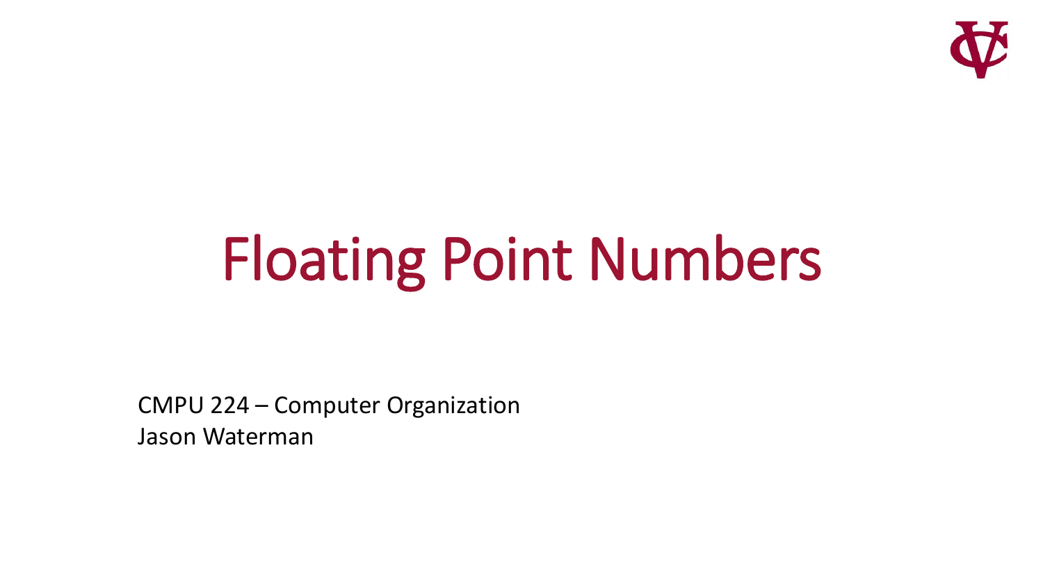# Floating Point Numbers

CMPU 224 – Computer Organization
Jason Waterman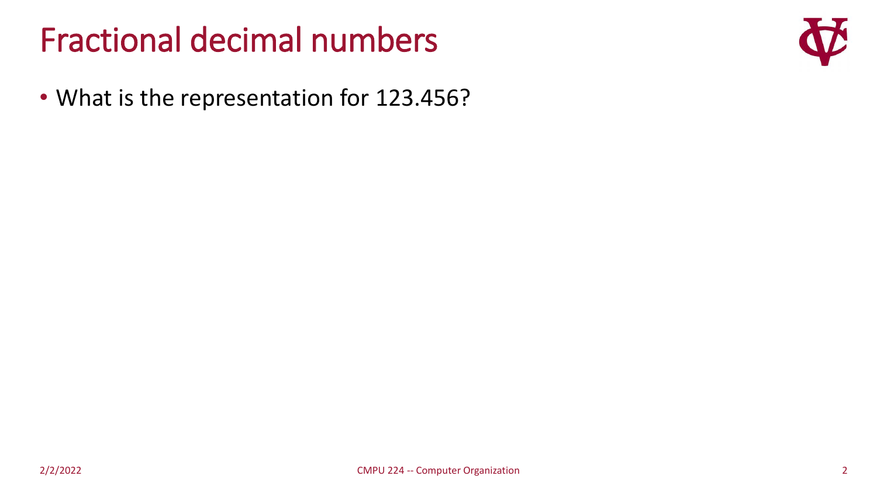# Fractional decimal numbers

- What is the representation for 123.456?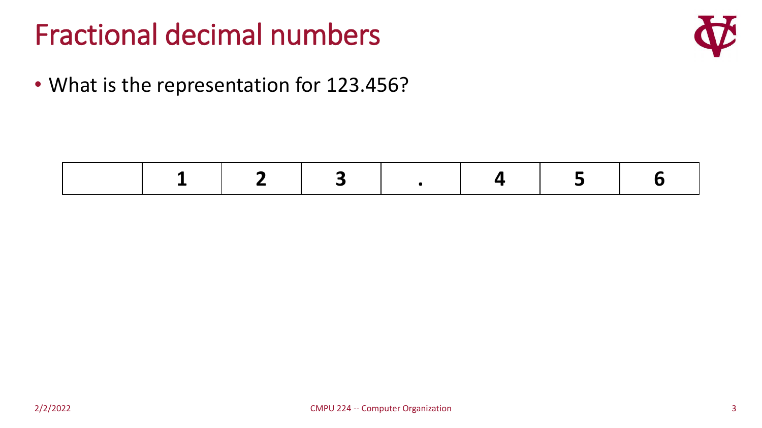# Fractional decimal numbers

- What is the representation for 123.456?

| | 1 | 2 | 3 | . | 4 | 5 | 6 |
|---|---|---|---|---|---|---|---|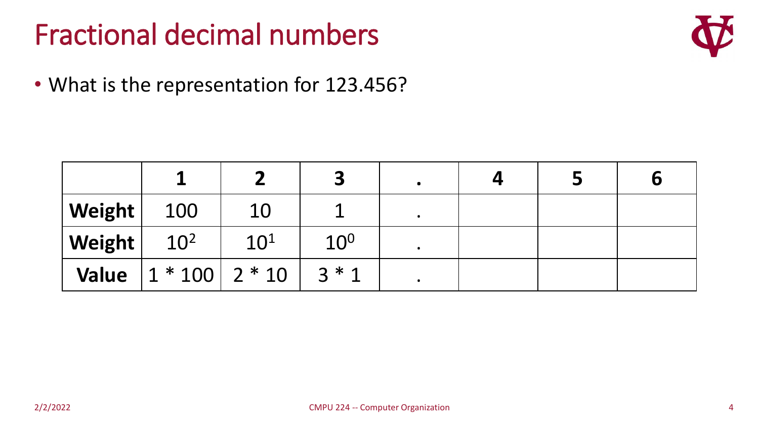# Fractional decimal numbers

- What is the representation for 123.456?

| | 1 | 2 | 3 | . | 4 | 5 | 6 |
|---|---|---|---|---|---|---|---|
| **Weight** | 100 | 10 | 1 | . | | | |
| **Weight** | $10^2$ | $10^1$ | $10^0$ | . | | | |
| **Value** | 1 * 100 | 2 * 10 | 3 * 1 | . | | | |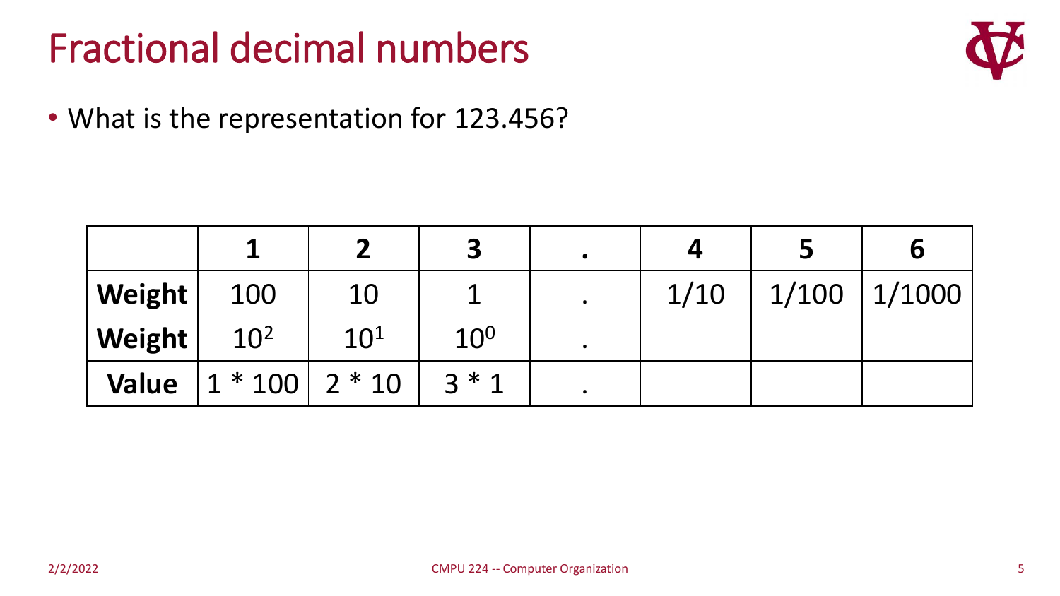# Fractional decimal numbers

- What is the representation for 123.456?

| | **1** | **2** | **3** | **.** | **4** | **5** | **6** |
|---|---|---|---|---|---|---|---|
| **Weight** | 100 | 10 | 1 | . | 1/10 | 1/100 | 1/1000 |
| **Weight** | $10^2$ | $10^1$ | $10^0$ | . | | | |
| **Value** | 1 * 100 | 2 * 10 | 3 * 1 | . | | | |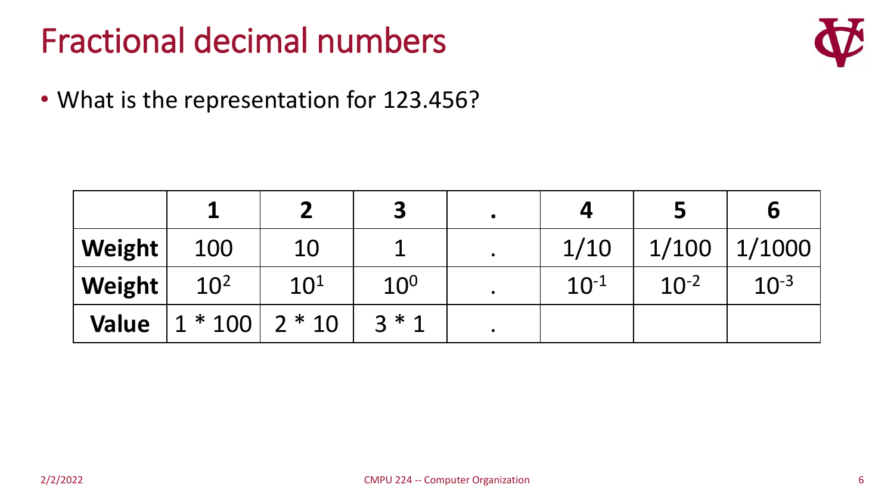# Fractional decimal numbers

- What is the representation for 123.456?

| | 1 | 2 | 3 | . | 4 | 5 | 6 |
|---|---|---|---|---|---|---|---|
| **Weight** | 100 | 10 | 1 | . | 1/10 | 1/100 | 1/1000 |
| **Weight** | $10^2$ | $10^1$ | $10^0$ | . | $10^{-1}$ | $10^{-2}$ | $10^{-3}$ |
| **Value** | 1 * 100 | 2 * 10 | 3 * 1 | . | | | |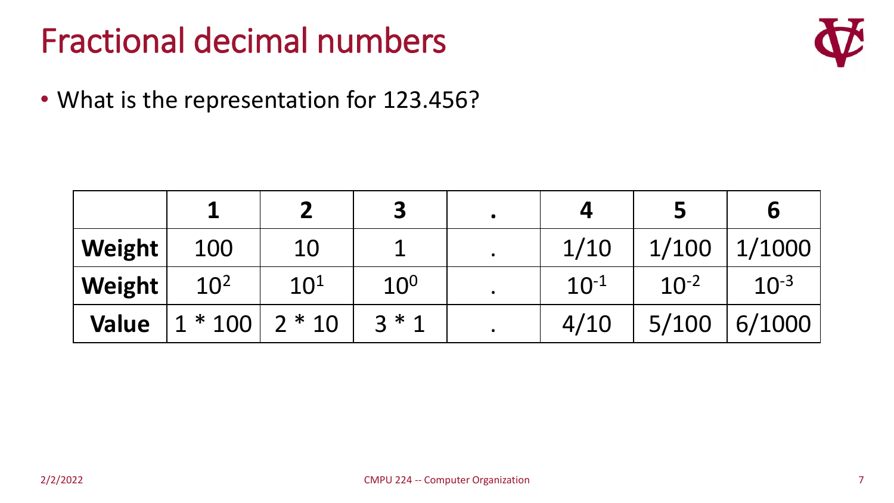# Fractional decimal numbers

- What is the representation for 123.456?

| | **1** | **2** | **3** | **.** | **4** | **5** | **6** |
|---|---|---|---|---|---|---|---|
| **Weight** | 100 | 10 | 1 | . | 1/10 | 1/100 | 1/1000 |
| **Weight** | $10^2$ | $10^1$ | $10^0$ | . | $10^{-1}$ | $10^{-2}$ | $10^{-3}$ |
| **Value** | 1 * 100 | 2 * 10 | 3 * 1 | . | 4/10 | 5/100 | 6/1000 |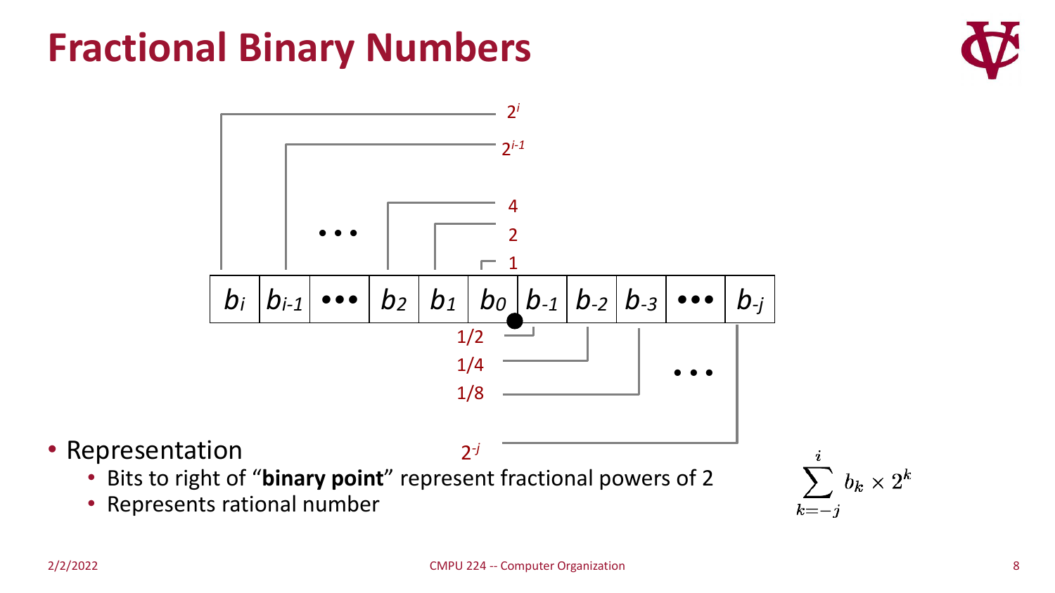# Fractional Binary Numbers

| $b_i$ | $b_{i-1}$ | ••• | $b_2$ | $b_1$ | $b_0$ | $b_{-1}$ | $b_{-2}$ | $b_{-3}$ | ••• | $b_{-j}$ |
|---|---|---|---|---|---|---|---|---|---|---|
| $2^i$ | $2^{i-1}$ | ••• | 4 | 2 | 1 | 1/2 | 1/4 | 1/8 | ••• | $2^{-j}$ |

- Representation
  - Bits to right of "**binary point**" represent fractional powers of 2
  - Represents rational number

$$\sum_{k=-j}^{i} b_k \times 2^k$$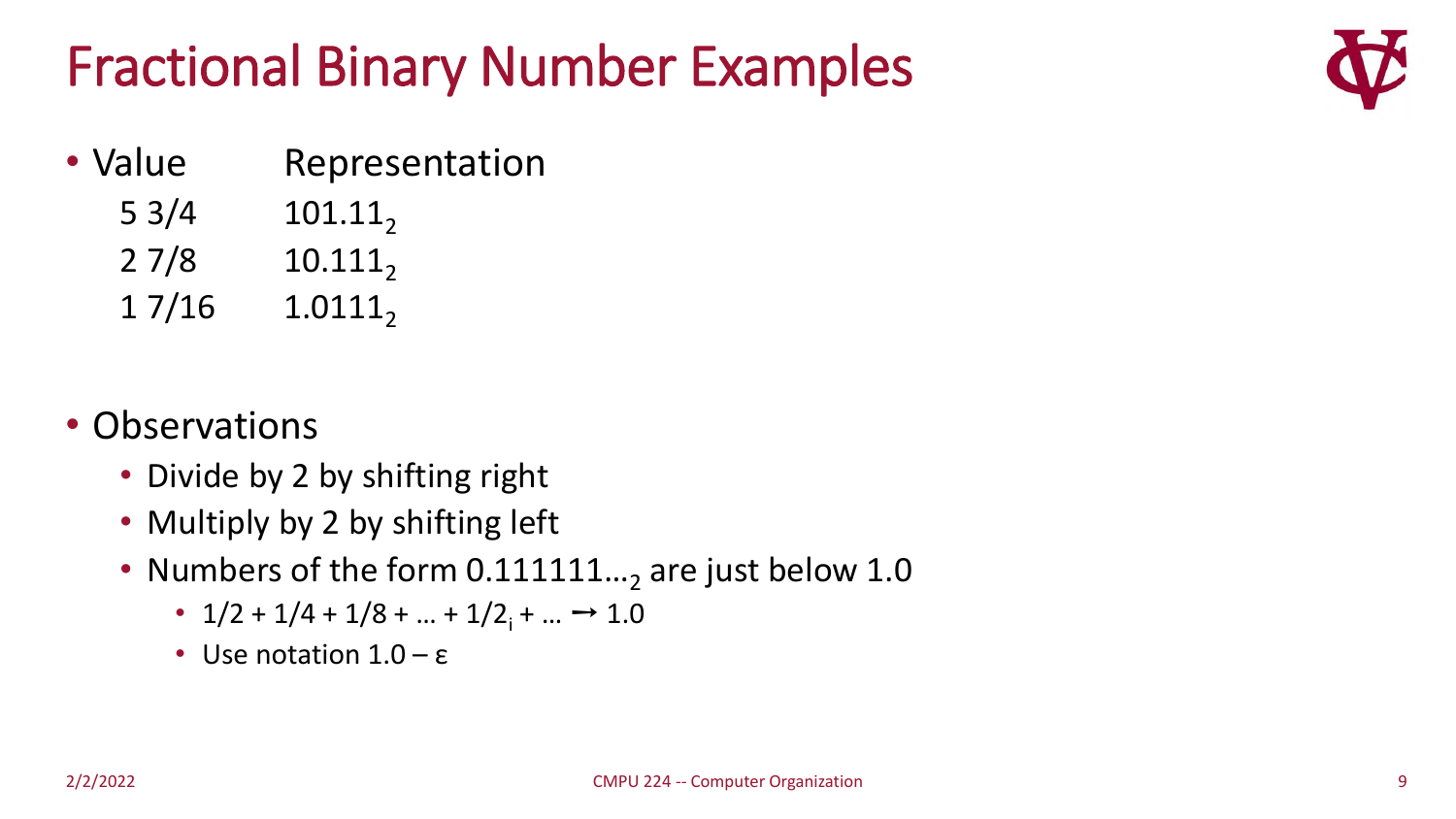# Fractional Binary Number Examples

- Value Representation

| Value | Representation |
|---|---|
| 5 3/4 | $101.11_2$ |
| 2 7/8 | $10.111_2$ |
| 1 7/16 | $1.0111_2$ |

- Observations
  - Divide by 2 by shifting right
  - Multiply by 2 by shifting left
  - Numbers of the form $0.111111\ldots_2$ are just below 1.0
    - $1/2 + 1/4 + 1/8 + \ldots + 1/2_i + \ldots \rightarrow 1.0$
    - Use notation $1.0 - \varepsilon$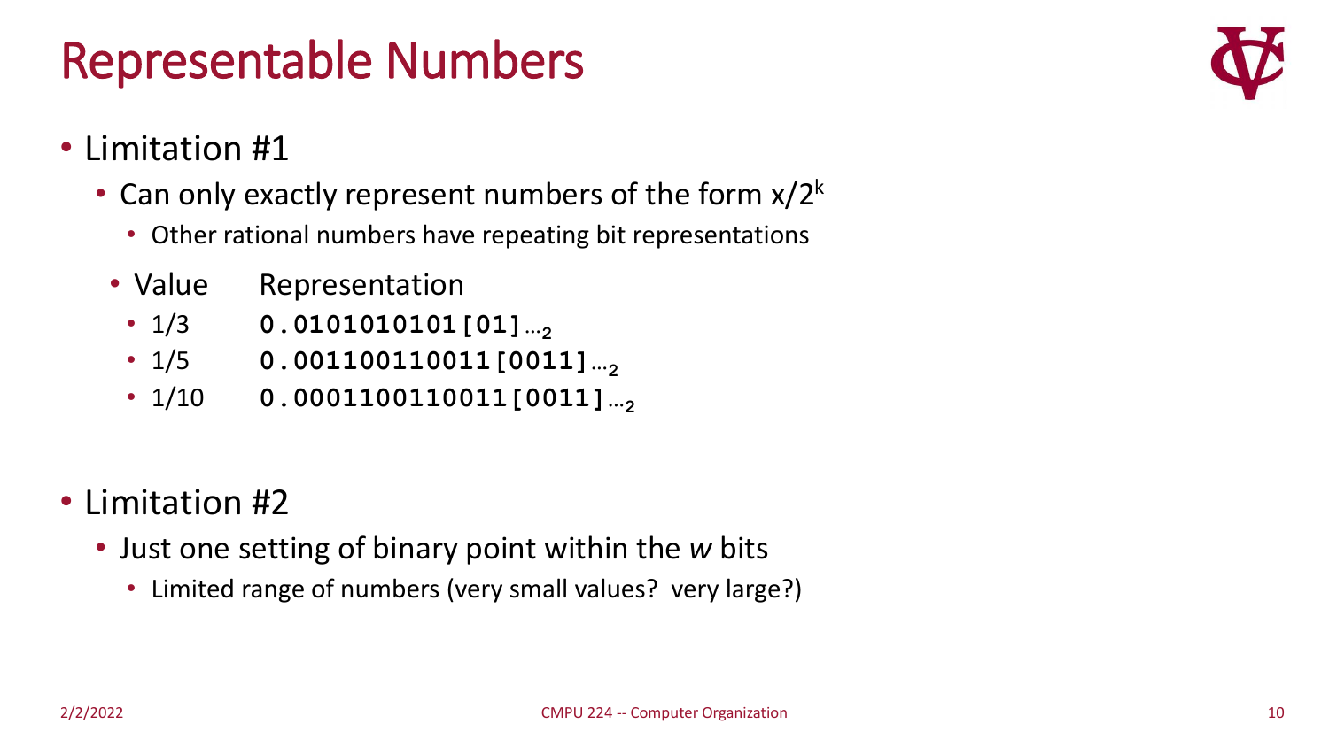# Representable Numbers

- Limitation #1
  - Can only exactly represent numbers of the form $x/2^k$
    - Other rational numbers have repeating bit representations
    - Value    Representation
      - 1/3    **0.0101010101[01]**$\ldots_2$
      - 1/5    **0.001100110011[0011]**$\ldots_2$
      - 1/10    **0.0001100110011[0011]**$\ldots_2$

- Limitation #2
  - Just one setting of binary point within the *w* bits
    - Limited range of numbers (very small values? very large?)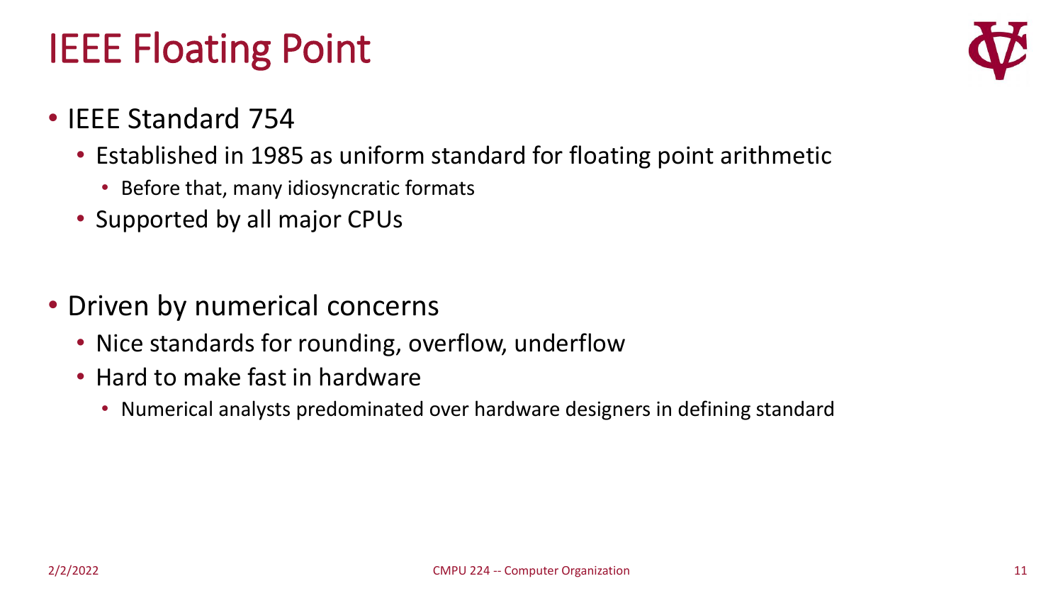# IEEE Floating Point

- IEEE Standard 754
  - Established in 1985 as uniform standard for floating point arithmetic
    - Before that, many idiosyncratic formats
  - Supported by all major CPUs

- Driven by numerical concerns
  - Nice standards for rounding, overflow, underflow
  - Hard to make fast in hardware
    - Numerical analysts predominated over hardware designers in defining standard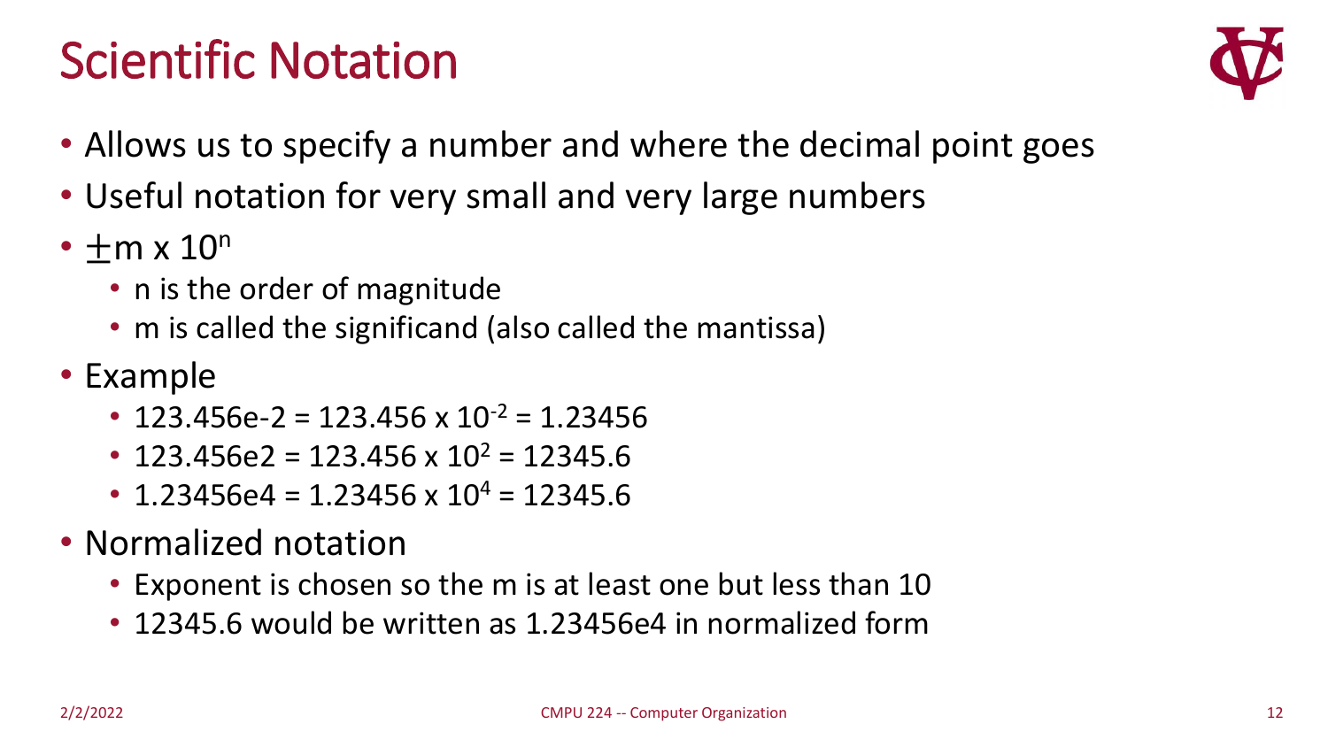# Scientific Notation

- Allows us to specify a number and where the decimal point goes
- Useful notation for very small and very large numbers
- $\pm m \times 10^n$
  - n is the order of magnitude
  - m is called the significand (also called the mantissa)
- Example
  - 123.456e-2 = $123.456 \times 10^{-2}$ = 1.23456
  - 123.456e2 = $123.456 \times 10^{2}$ = 12345.6
  - 1.23456e4 = $1.23456 \times 10^{4}$ = 12345.6
- Normalized notation
  - Exponent is chosen so the m is at least one but less than 10
  - 12345.6 would be written as 1.23456e4 in normalized form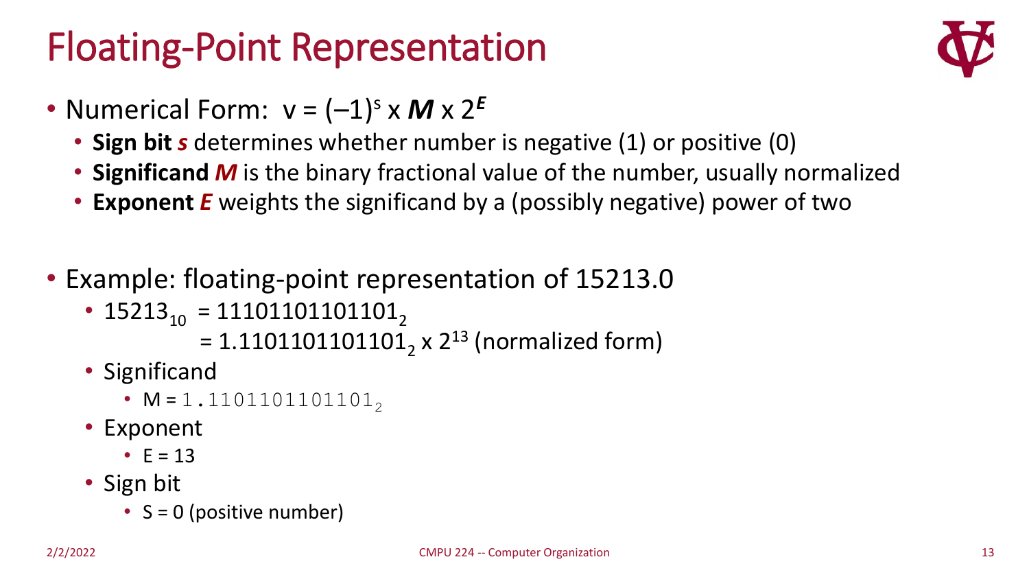# Floating-Point Representation

- Numerical Form: $v = (-1)^s \times M \times 2^E$
  - **Sign bit *s*** determines whether number is negative (1) or positive (0)
  - **Significand *M*** is the binary fractional value of the number, usually normalized
  - **Exponent *E*** weights the significand by a (possibly negative) power of two

- Example: floating-point representation of 15213.0
  - $15213_{10} = 11101101101101_2$
    $= 1.1101101101101_2 \times 2^{13}$ (normalized form)
  - Significand
    - M = $1.1101101101101_2$
  - Exponent
    - E = 13
  - Sign bit
    - S = 0 (positive number)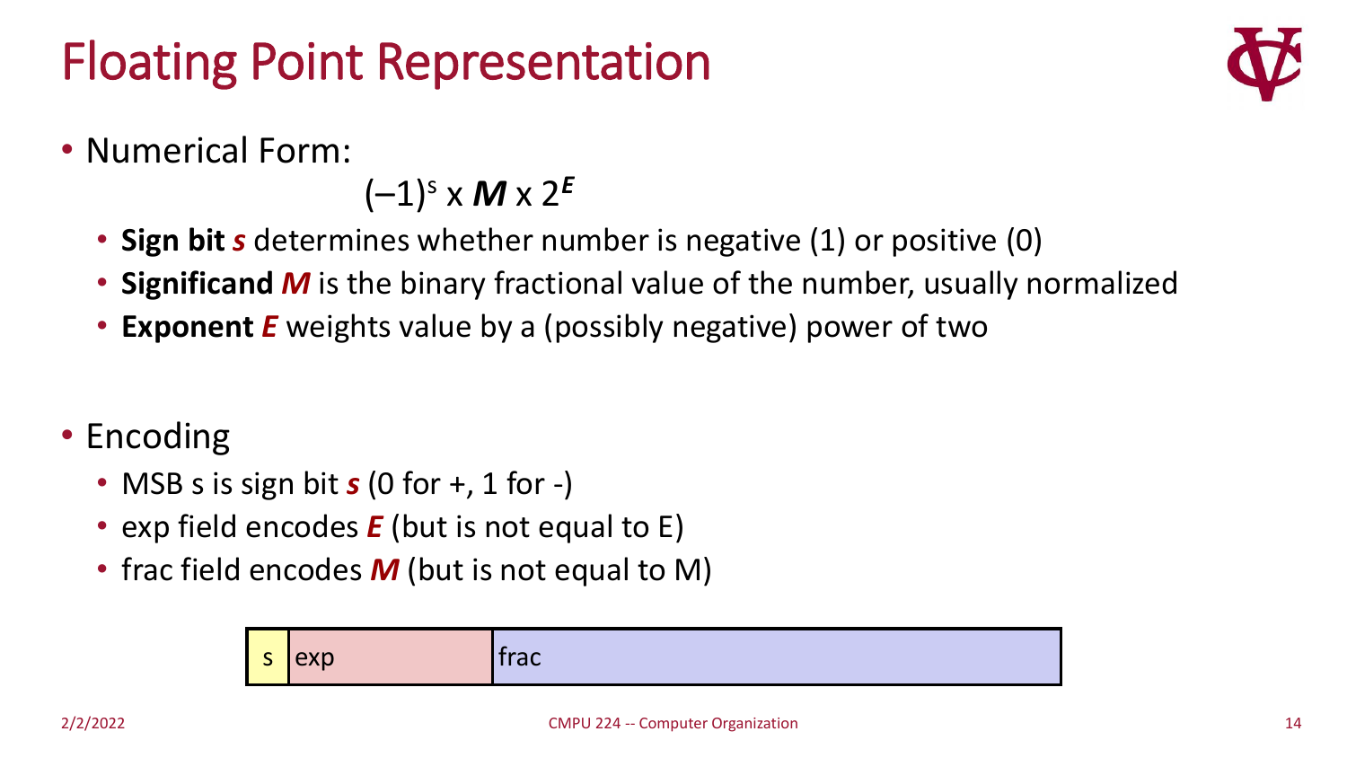# Floating Point Representation

- Numerical Form:

$$(-1)^s \times \boldsymbol{M} \times 2^{\boldsymbol{E}}$$

  - **Sign bit** $\boldsymbol{s}$ determines whether number is negative (1) or positive (0)
  - **Significand** $\boldsymbol{M}$ is the binary fractional value of the number, usually normalized
  - **Exponent** $\boldsymbol{E}$ weights value by a (possibly negative) power of two

- Encoding
  - MSB s is sign bit $\boldsymbol{s}$ (0 for +, 1 for -)
  - exp field encodes $\boldsymbol{E}$ (but is not equal to E)
  - frac field encodes $\boldsymbol{M}$ (but is not equal to M)

| s | exp | frac |
|---|---|---|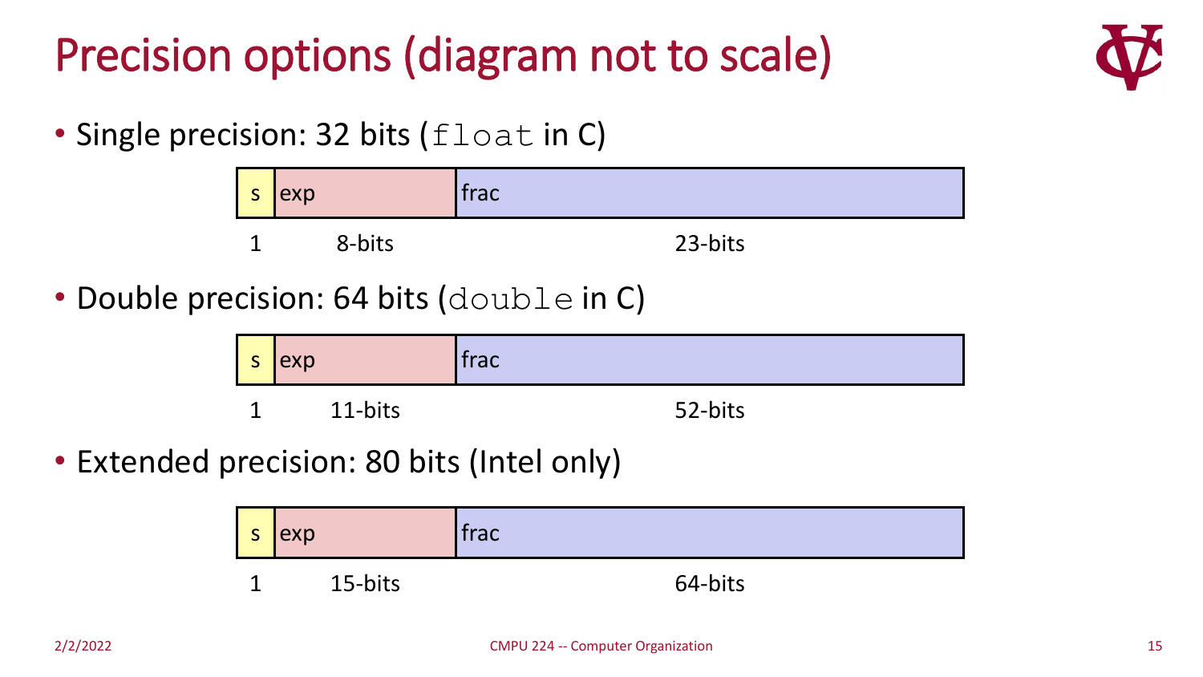# Precision options (diagram not to scale)

- Single precision: 32 bits (`float` in C)

| s | exp | frac |
|---|---|---|
| 1 | 8-bits | 23-bits |

- Double precision: 64 bits (`double` in C)

| s | exp | frac |
|---|---|---|
| 1 | 11-bits | 52-bits |

- Extended precision: 80 bits (Intel only)

| s | exp | frac |
|---|---|---|
| 1 | 15-bits | 64-bits |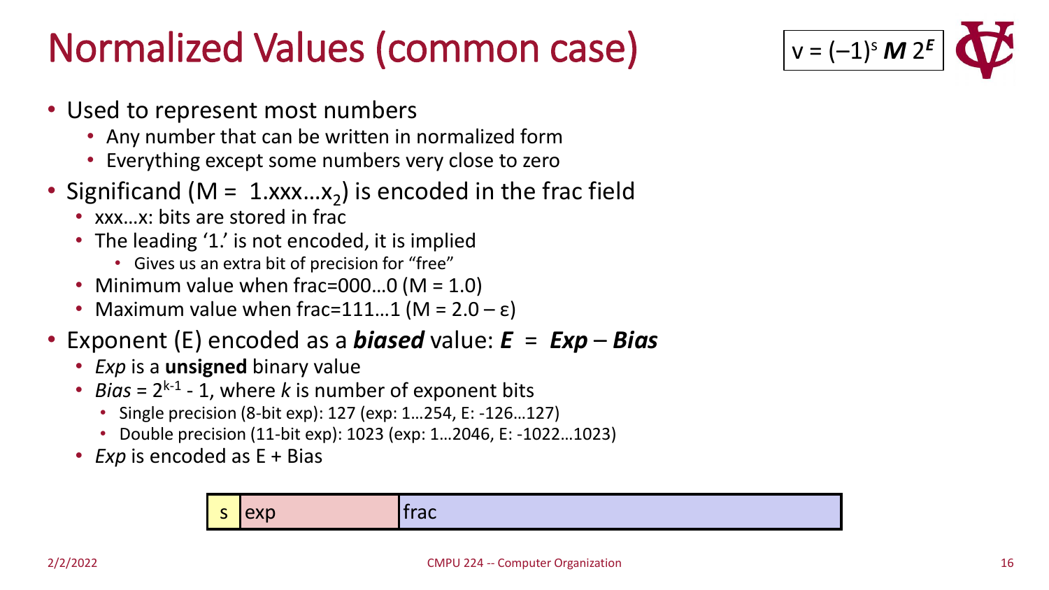# Normalized Values (common case)

$v = (-1)^s \, M \, 2^E$

- Used to represent most numbers
  - Any number that can be written in normalized form
  - Everything except some numbers very close to zero
- Significand ($M = 1.xxx…x_2$) is encoded in the frac field
  - xxx…x: bits are stored in frac
  - The leading '1.' is not encoded, it is implied
    - Gives us an extra bit of precision for "free"
  - Minimum value when frac=000…0 (M = 1.0)
  - Maximum value when frac=111…1 (M = 2.0 – ε)
- Exponent (E) encoded as a ***biased*** value: ***E*** = ***Exp*** – ***Bias***
  - *Exp* is a **unsigned** binary value
  - *Bias* = $2^{k-1} - 1$, where *k* is number of exponent bits
    - Single precision (8-bit exp): 127 (exp: 1…254, E: -126…127)
    - Double precision (11-bit exp): 1023 (exp: 1…2046, E: -1022…1023)
  - *Exp* is encoded as E + Bias

| s | exp | frac |
|---|---|---|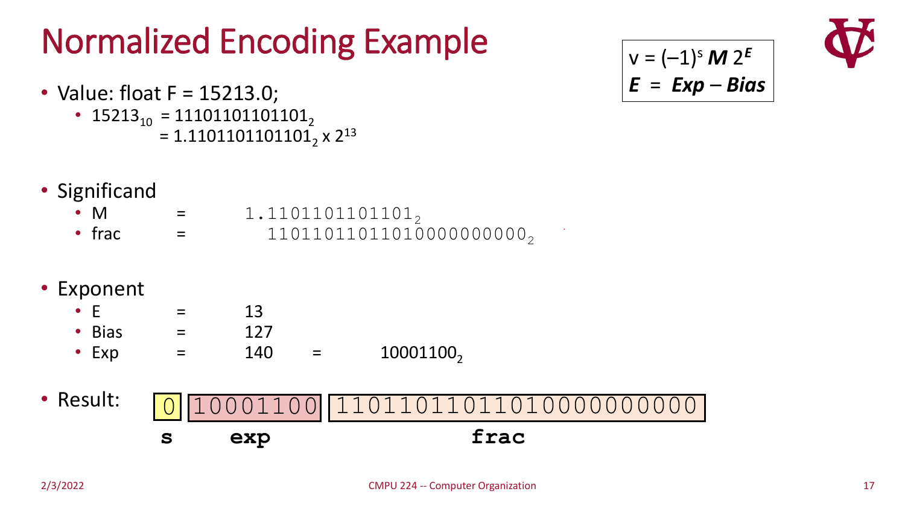# Normalized Encoding Example

$$v = (-1)^s \, M \, 2^E$$
$$E = Exp - Bias$$

- Value: float F = 15213.0;
  - $15213_{10} = 11101101101101_2$
    $= 1.1101101101101_2 \times 2^{13}$

- Significand
  - M = $1.1101101101101_2$
  - frac = $11011011011010000000000_2$

- Exponent
  - E = 13
  - Bias = 127
  - Exp = 140 = $10001100_2$

- Result:

| s | exp | frac |
|---|---|---|
| 0 | 10001100 | 11011011011010000000000 |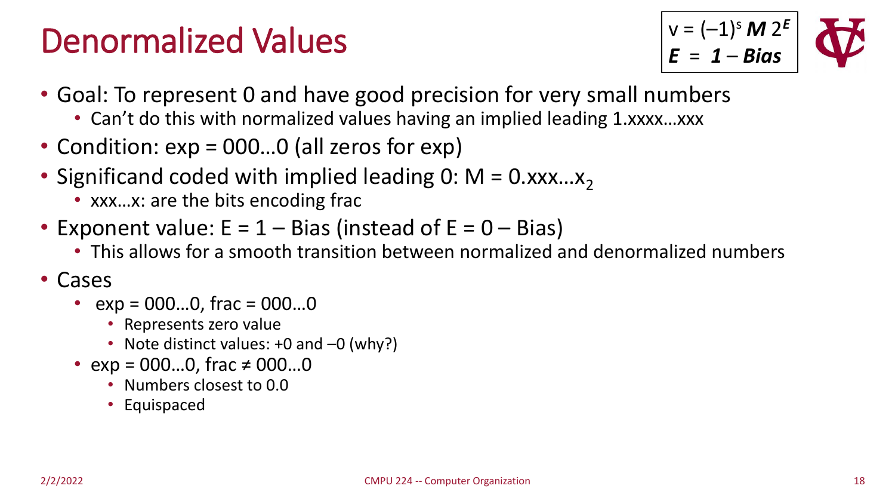# Denormalized Values

$$v = (-1)^s \, M \, 2^E$$
$$E = 1 - Bias$$

- Goal: To represent 0 and have good precision for very small numbers
  - Can't do this with normalized values having an implied leading 1.xxxx…xxx
- Condition: exp = 000…0 (all zeros for exp)
- Significand coded with implied leading 0: $M = 0.xxx…x_2$
  - xxx…x: are the bits encoding frac
- Exponent value: $E = 1 - \text{Bias}$ (instead of $E = 0 - \text{Bias}$)
  - This allows for a smooth transition between normalized and denormalized numbers
- Cases
  - exp = 000…0, frac = 000…0
    - Represents zero value
    - Note distinct values: +0 and –0 (why?)
  - exp = 000…0, frac ≠ 000…0
    - Numbers closest to 0.0
    - Equispaced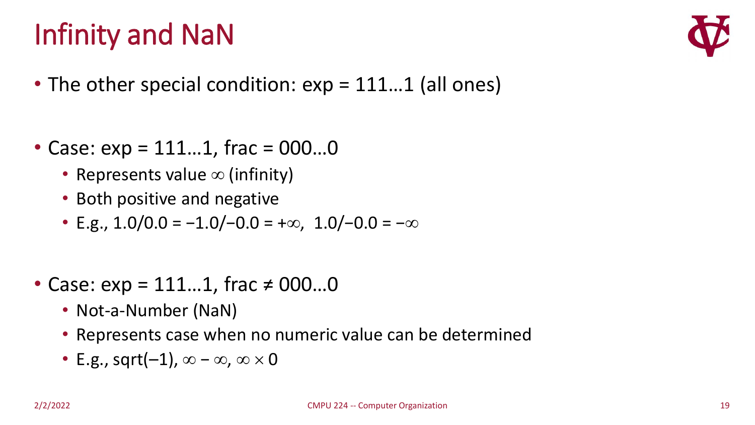# Infinity and NaN

- The other special condition: exp = 111…1 (all ones)

- Case: exp = 111…1, frac = 000…0
  - Represents value $\infty$ (infinity)
  - Both positive and negative
  - E.g., $1.0/0.0 = -1.0/-0.0 = +\infty$, $1.0/-0.0 = -\infty$

- Case: exp = 111…1, frac ≠ 000…0
  - Not-a-Number (NaN)
  - Represents case when no numeric value can be determined
  - E.g., sqrt(–1), $\infty - \infty$, $\infty \times 0$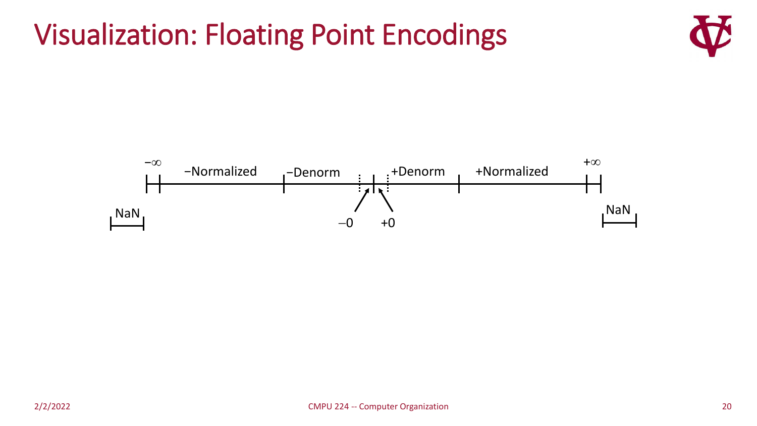# Visualization: Floating Point Encodings

NaN | −∞ | −Normalized | −Denorm | −0 | +0 | +Denorm | +Normalized | +∞ | NaN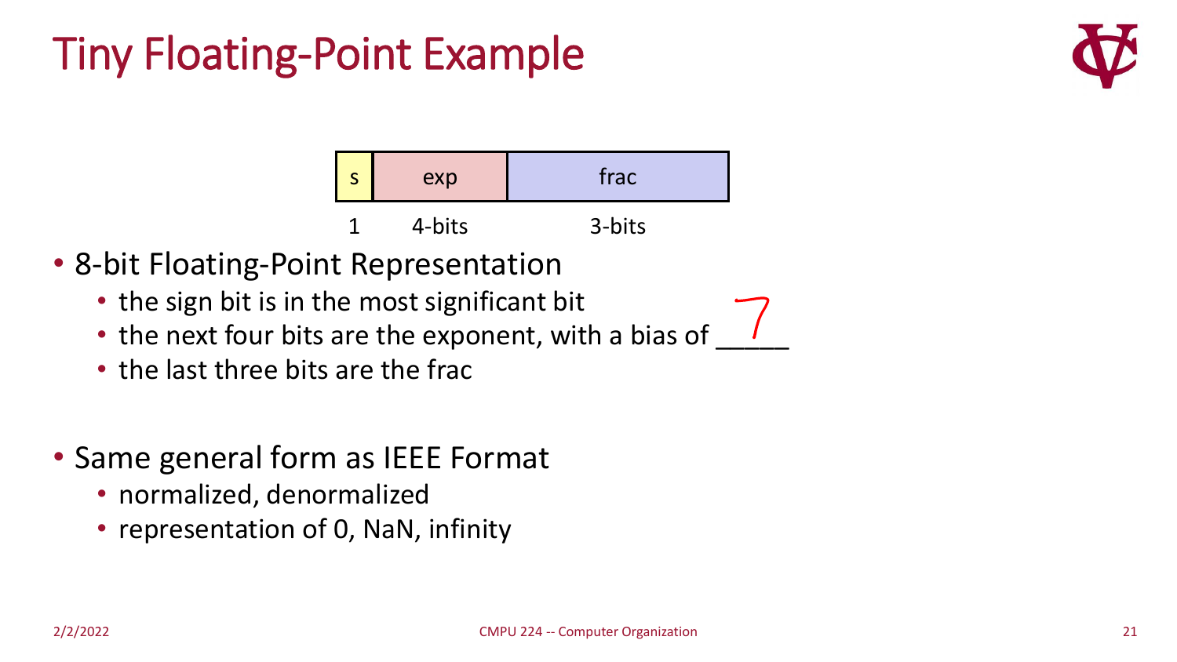# Tiny Floating-Point Example

| s | exp | frac |
|---|---|---|
| 1 | 4-bits | 3-bits |

- 8-bit Floating-Point Representation
  - the sign bit is in the most significant bit
  - the next four bits are the exponent, with a bias of 7
  - the last three bits are the frac
- Same general form as IEEE Format
  - normalized, denormalized
  - representation of 0, NaN, infinity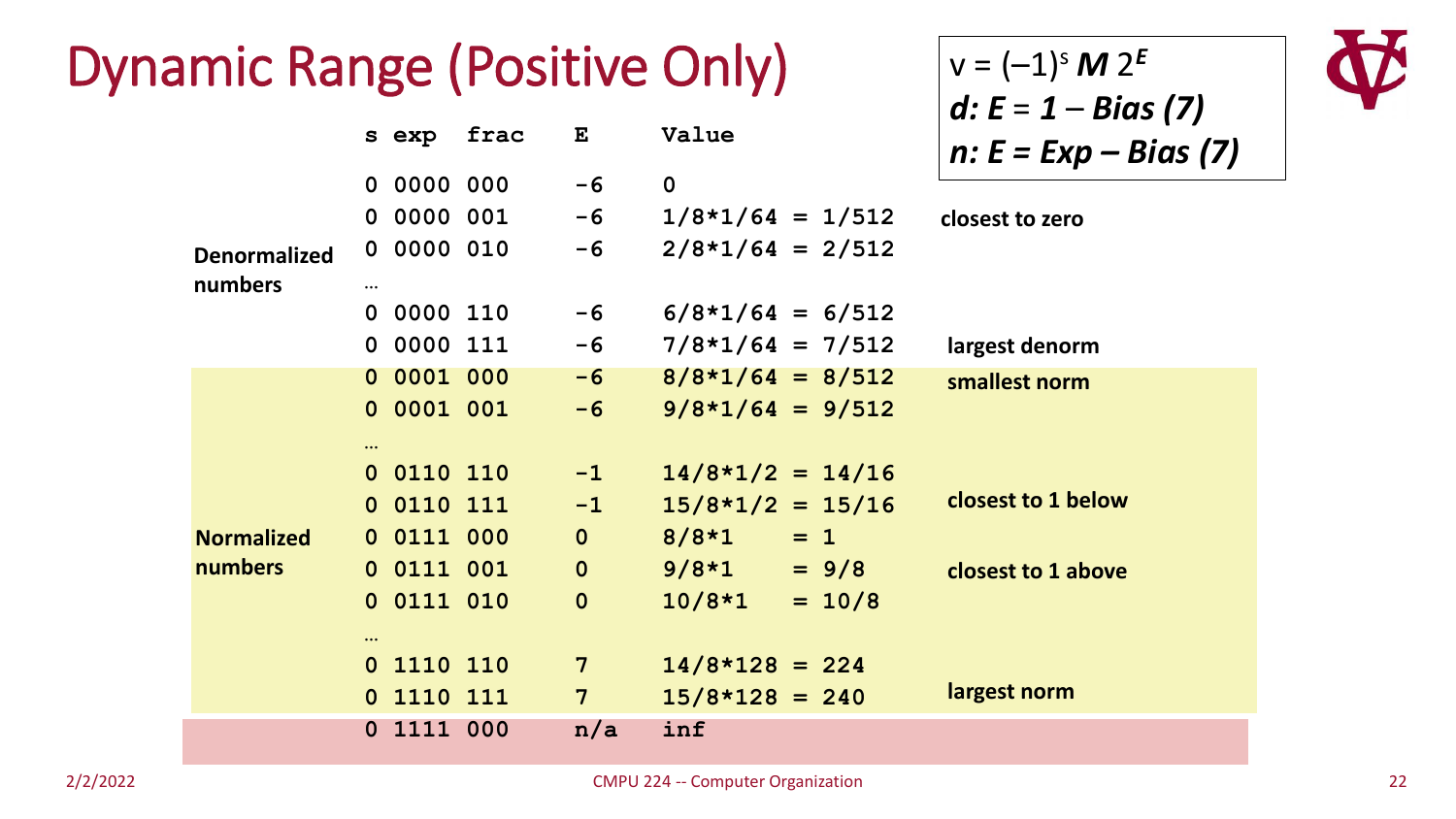# Dynamic Range (Positive Only)

$v = (-1)^s \, \boldsymbol{M} \, 2^E$

***d: E = 1 – Bias (7)***

***n: E = Exp – Bias (7)***

| | s | exp | frac | E | Value | |
|---|---|---|---|---|---|---|
| **Denormalized numbers** | 0 | 0000 | 000 | -6 | 0 | |
| | 0 | 0000 | 001 | -6 | 1/8*1/64 = 1/512 | **closest to zero** |
| | 0 | 0000 | 010 | -6 | 2/8*1/64 = 2/512 | |
| | … | | | | | |
| | 0 | 0000 | 110 | -6 | 6/8*1/64 = 6/512 | |
| | 0 | 0000 | 111 | -6 | 7/8*1/64 = 7/512 | **largest denorm** |
| **Normalized numbers** | 0 | 0001 | 000 | -6 | 8/8*1/64 = 8/512 | **smallest norm** |
| | 0 | 0001 | 001 | -6 | 9/8*1/64 = 9/512 | |
| | … | | | | | |
| | 0 | 0110 | 110 | -1 | 14/8*1/2 = 14/16 | |
| | 0 | 0110 | 111 | -1 | 15/8*1/2 = 15/16 | **closest to 1 below** |
| | 0 | 0111 | 000 | 0 | 8/8*1 = 1 | |
| | 0 | 0111 | 001 | 0 | 9/8*1 = 9/8 | **closest to 1 above** |
| | 0 | 0111 | 010 | 0 | 10/8*1 = 10/8 | |
| | … | | | | | |
| | 0 | 1110 | 110 | 7 | 14/8*128 = 224 | |
| | 0 | 1110 | 111 | 7 | 15/8*128 = 240 | **largest norm** |
| | 0 | 1111 | 000 | n/a | inf | |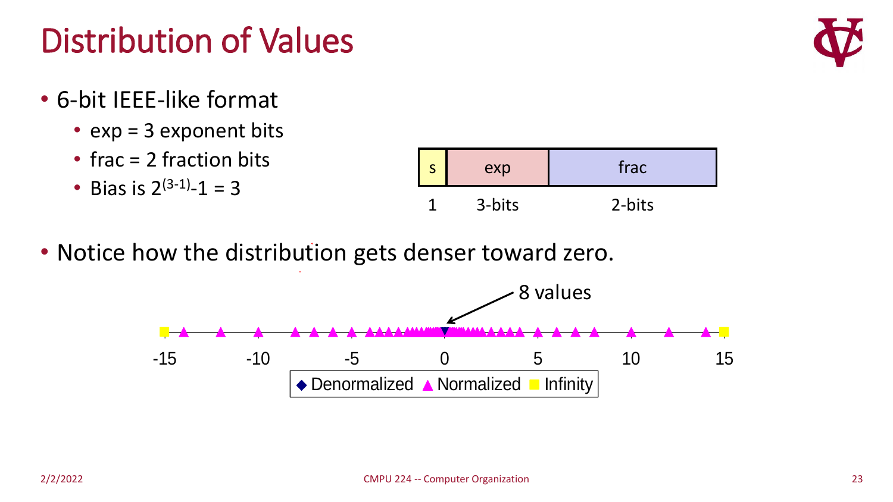# Distribution of Values

- 6-bit IEEE-like format
  - exp = 3 exponent bits
  - frac = 2 fraction bits
  - Bias is $2^{(3-1)}-1 = 3$

| s | exp | frac |
|---|---|---|
| 1 | 3-bits | 2-bits |

- Notice how the distribution gets denser toward zero.

8 values

-15 -10 -5 0 5 10 15

◆ Denormalized ▲ Normalized ■ Infinity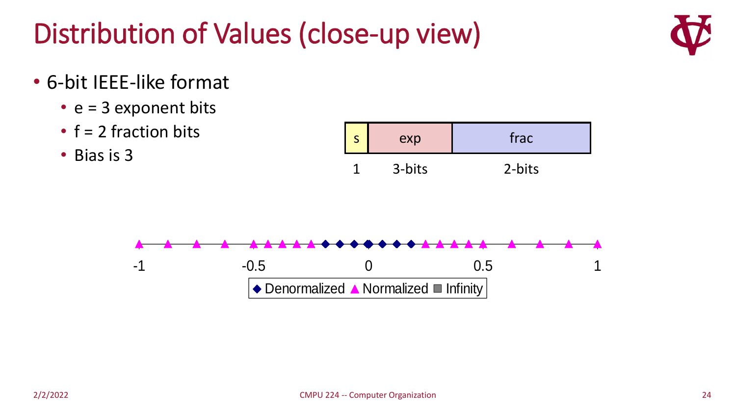# Distribution of Values (close-up view)

- 6-bit IEEE-like format
  - e = 3 exponent bits
  - f = 2 fraction bits
  - Bias is 3

| s | exp | frac |
|---|---|---|
| 1 | 3-bits | 2-bits |

-1 &nbsp;&nbsp; -0.5 &nbsp;&nbsp; 0 &nbsp;&nbsp; 0.5 &nbsp;&nbsp; 1

◆ Denormalized ▲ Normalized ■ Infinity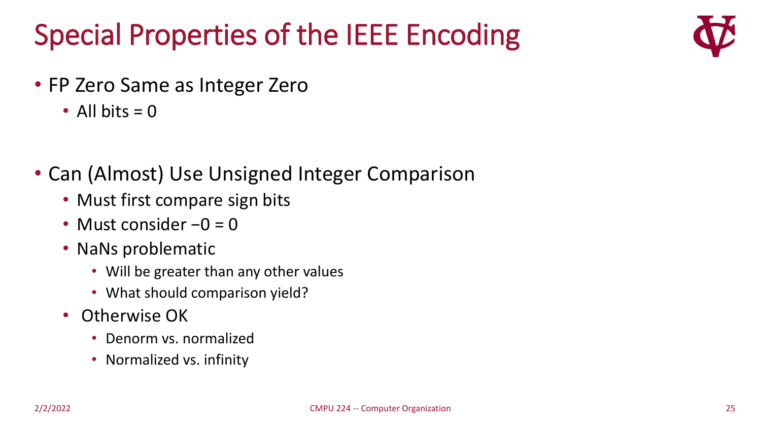# Special Properties of the IEEE Encoding

- FP Zero Same as Integer Zero
  - All bits = 0

- Can (Almost) Use Unsigned Integer Comparison
  - Must first compare sign bits
  - Must consider $-0 = 0$
  - NaNs problematic
    - Will be greater than any other values
    - What should comparison yield?
  - Otherwise OK
    - Denorm vs. normalized
    - Normalized vs. infinity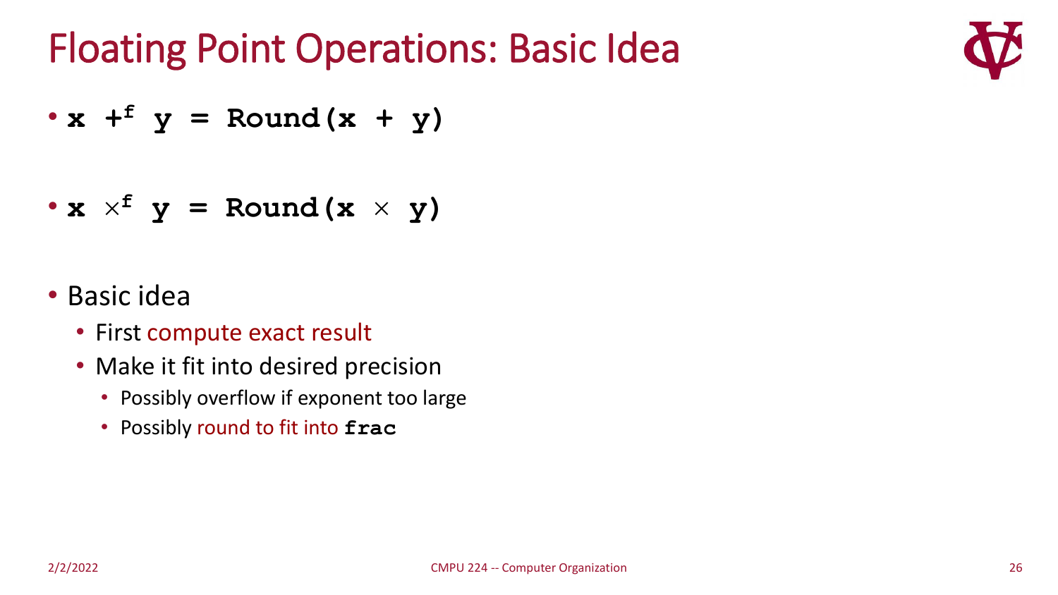# Floating Point Operations: Basic Idea

- **x** $+^{f}$ **y = Round(x + y)**

- **x** $\times^{f}$ **y = Round(x** $\times$ **y)**

- Basic idea
  - First compute exact result
  - Make it fit into desired precision
    - Possibly overflow if exponent too large
    - Possibly round to fit into **frac**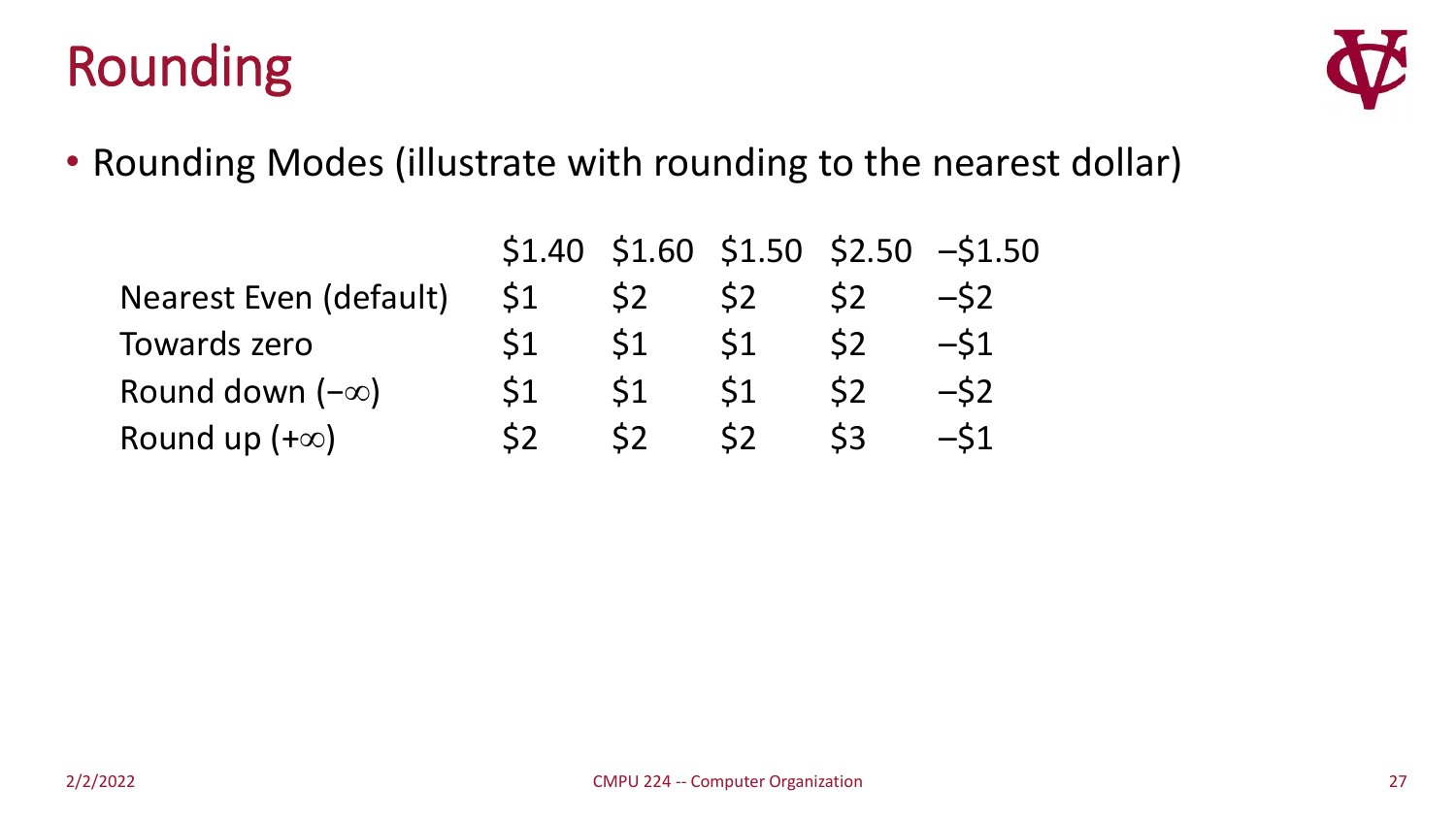# Rounding

- Rounding Modes (illustrate with rounding to the nearest dollar)

| | \$1.40 | \$1.60 | \$1.50 | \$2.50 | –\$1.50 |
|---|---|---|---|---|---|
| Nearest Even (default) | \$1 | \$2 | \$2 | \$2 | –\$2 |
| Towards zero | \$1 | \$1 | \$1 | \$2 | –\$1 |
| Round down (−∞) | \$1 | \$1 | \$1 | \$2 | –\$2 |
| Round up (+∞) | \$2 | \$2 | \$2 | \$3 | –\$1 |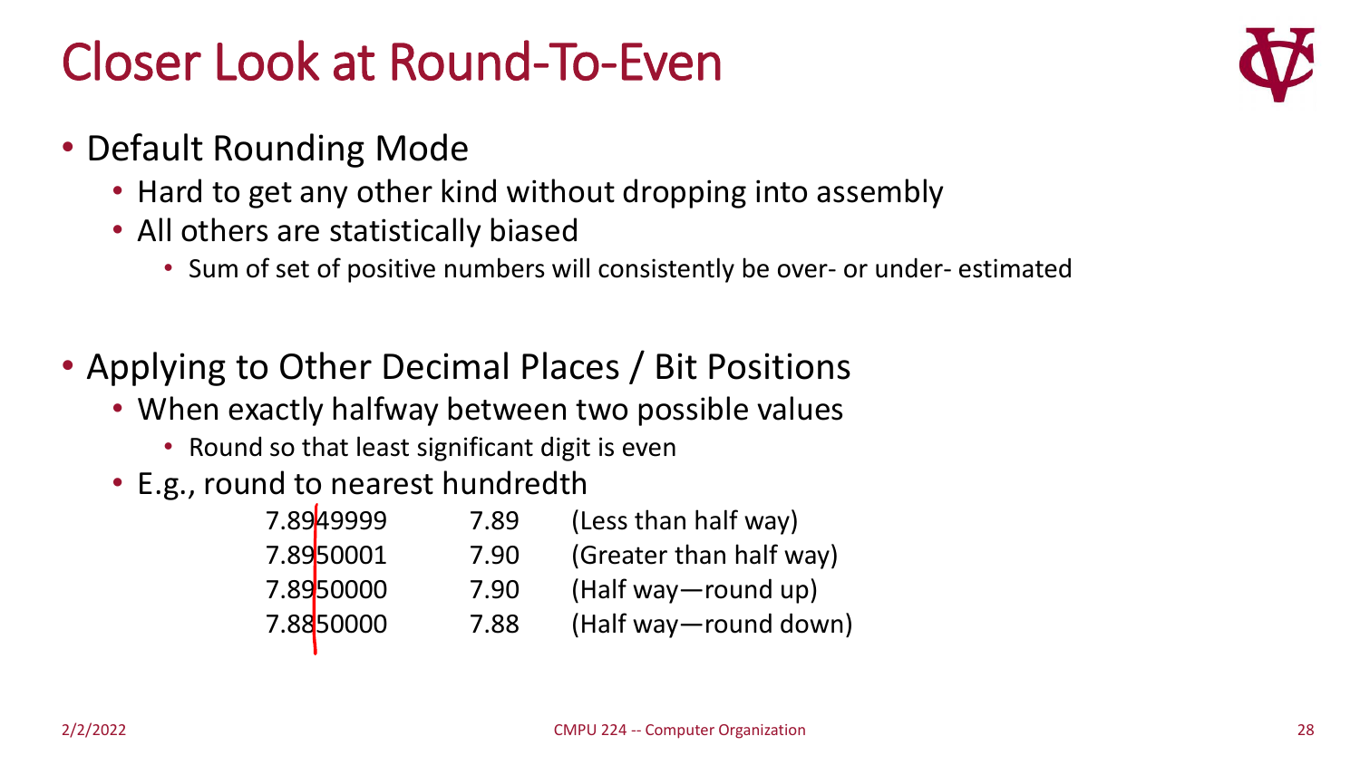# Closer Look at Round-To-Even

- Default Rounding Mode
  - Hard to get any other kind without dropping into assembly
  - All others are statistically biased
    - Sum of set of positive numbers will consistently be over- or under- estimated

- Applying to Other Decimal Places / Bit Positions
  - When exactly halfway between two possible values
    - Round so that least significant digit is even
  - E.g., round to nearest hundredth

| | | |
|---|---|---|
| 7.8949999 | 7.89 | (Less than half way) |
| 7.8950001 | 7.90 | (Greater than half way) |
| 7.8950000 | 7.90 | (Half way—round up) |
| 7.8850000 | 7.88 | (Half way—round down) |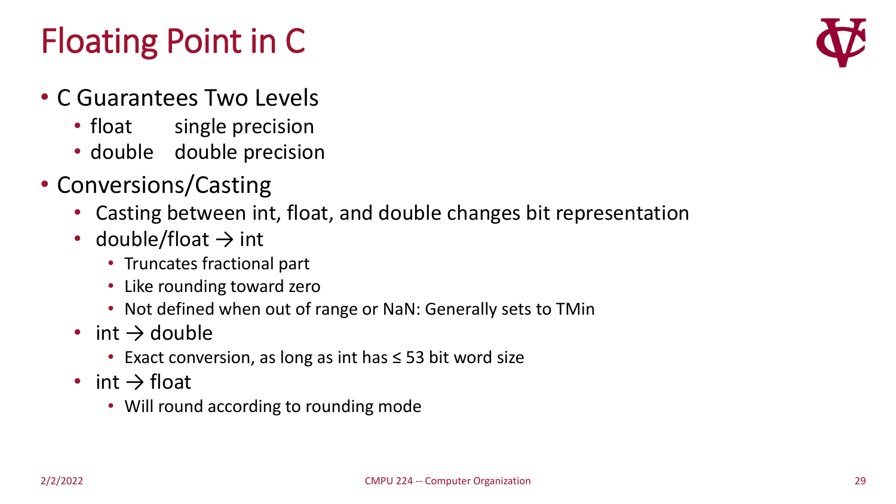# Floating Point in C

- C Guarantees Two Levels
  - float    single precision
  - double   double precision
- Conversions/Casting
  - Casting between int, float, and double changes bit representation
  - double/float → int
    - Truncates fractional part
    - Like rounding toward zero
    - Not defined when out of range or NaN: Generally sets to TMin
  - int → double
    - Exact conversion, as long as int has ≤ 53 bit word size
  - int → float
    - Will round according to rounding mode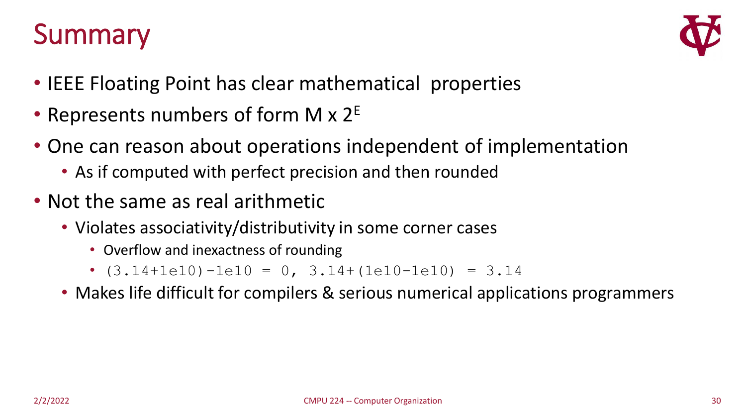# Summary

- IEEE Floating Point has clear mathematical properties
- Represents numbers of form M x $2^E$
- One can reason about operations independent of implementation
  - As if computed with perfect precision and then rounded
- Not the same as real arithmetic
  - Violates associativity/distributivity in some corner cases
    - Overflow and inexactness of rounding
    - `(3.14+1e10)-1e10 = 0, 3.14+(1e10-1e10) = 3.14`
  - Makes life difficult for compilers & serious numerical applications programmers